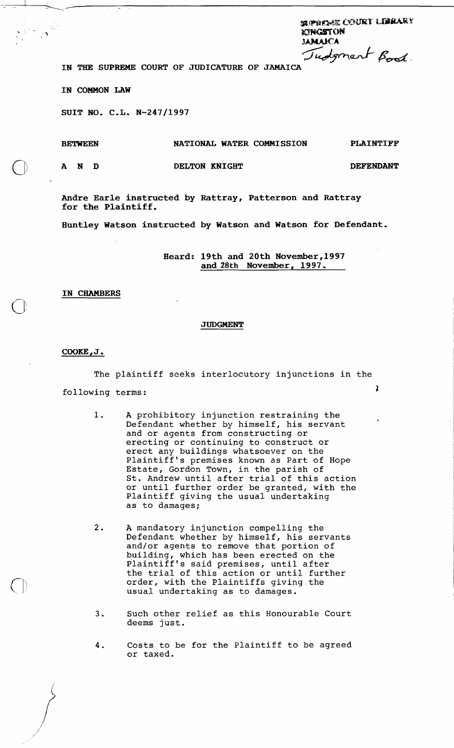SUPREME COURT LIBRARY
KINGSTON
JAMAICA
Judgment Book.

IN THE SUPREME COURT OF JUDICATURE OF JAMAICA

IN COMMON LAW

SUIT NO. C.L. N-247/1997

| | | |
|---|---|---|
| BETWEEN | NATIONAL WATER COMMISSION | PLAINTIFF |
| A N D | DELTON KNIGHT | DEFENDANT |

Andre Earle instructed by Rattray, Patterson and Rattray for the Plaintiff.

Huntley Watson instructed by Watson and Watson for Defendant.

Heard: 19th and 20th November,1997 and 28th November, 1997.

**IN CHAMBERS**

**JUDGMENT**

**COOKE,J.**

The plaintiff seeks interlocutory injunctions in the following terms:

1. A prohibitory injunction restraining the Defendant whether by himself, his servant and or agents from constructing or erecting or continuing to construct or erect any buildings whatsoever on the Plaintiff's premises known as Part of Hope Estate, Gordon Town, in the parish of St. Andrew until after trial of this action or until further order be granted, with the Plaintiff giving the usual undertaking as to damages;

2. A mandatory injunction compelling the Defendant whether by himself, his servants and/or agents to remove that portion of building, which has been erected on the Plaintiff's said premises, until after the trial of this action or until further order, with the Plaintiffs giving the usual undertaking as to damages.

3. Such other relief as this Honourable Court deems just.

4. Costs to be for the Plaintiff to be agreed or taxed.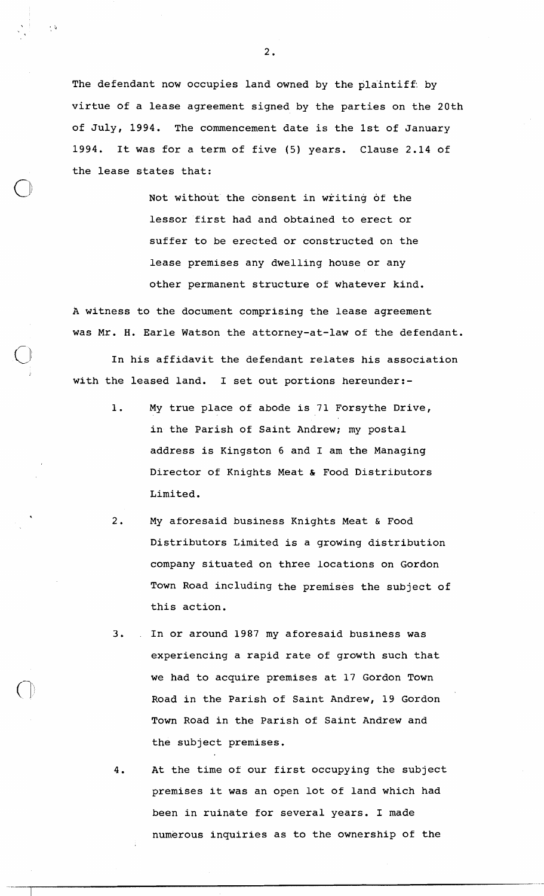The defendant now occupies land owned by the plaintiff by virtue of a lease agreement signed by the parties on the 20th of July, 1994. The commencement date is the 1st of January 1994. It was for a term of five (5) years. Clause 2.14 of the lease states that:

> Not without the consent in writing of the lessor first had and obtained to erect or suffer to be erected or constructed on the lease premises any dwelling house or any other permanent structure of whatever kind.

A witness to the document comprising the lease agreement was Mr. H. Earle Watson the attorney-at-law of the defendant.

In his affidavit the defendant relates his association with the leased land. I set out portions hereunder:-

1. My true place of abode is 71 Forsythe Drive, in the Parish of Saint Andrew; my postal address is Kingston 6 and I am the Managing Director of Knights Meat & Food Distributors Limited.

2. My aforesaid business Knights Meat & Food Distributors Limited is a growing distribution company situated on three locations on Gordon Town Road including the premises the subject of this action.

3. In or around 1987 my aforesaid business was experiencing a rapid rate of growth such that we had to acquire premises at 17 Gordon Town Road in the Parish of Saint Andrew, 19 Gordon Town Road in the Parish of Saint Andrew and the subject premises.

4. At the time of our first occupying the subject premises it was an open lot of land which had been in ruinate for several years. I made numerous inquiries as to the ownership of the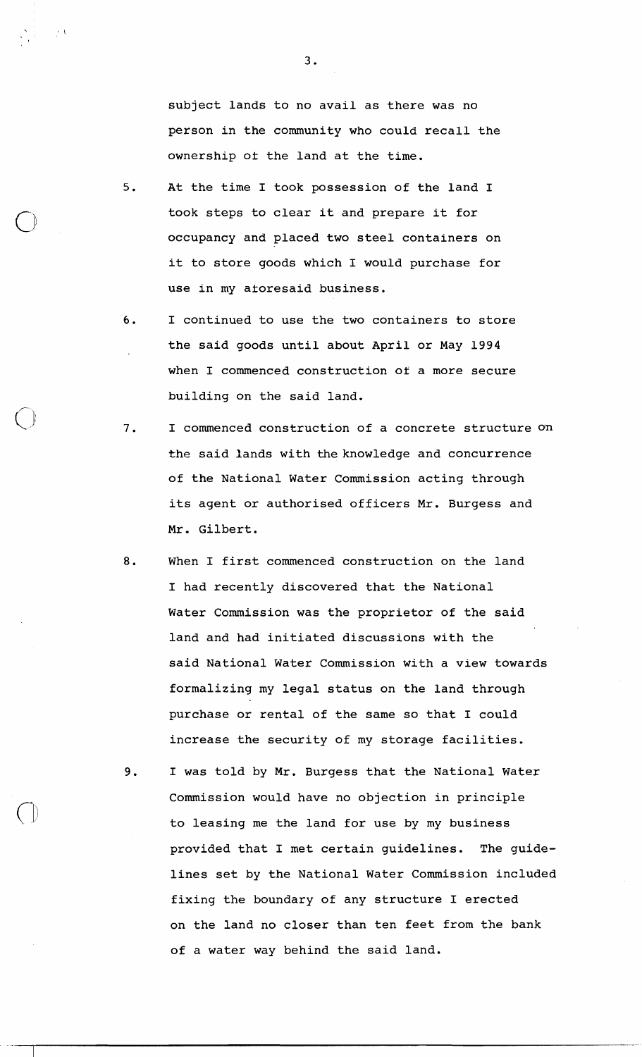subject lands to no avail as there was no person in the community who could recall the ownership of the land at the time.

5. At the time I took possession of the land I took steps to clear it and prepare it for occupancy and placed two steel containers on it to store goods which I would purchase for use in my aforesaid business.

6. I continued to use the two containers to store the said goods until about April or May 1994 when I commenced construction of a more secure building on the said land.

7. I commenced construction of a concrete structure on the said lands with the knowledge and concurrence of the National Water Commission acting through its agent or authorised officers Mr. Burgess and Mr. Gilbert.

8. When I first commenced construction on the land I had recently discovered that the National Water Commission was the proprietor of the said land and had initiated discussions with the said National Water Commission with a view towards formalizing my legal status on the land through purchase or rental of the same so that I could increase the security of my storage facilities.

9. I was told by Mr. Burgess that the National Water Commission would have no objection in principle to leasing me the land for use by my business provided that I met certain guidelines. The guidelines set by the National Water Commission included fixing the boundary of any structure I erected on the land no closer than ten feet from the bank of a water way behind the said land.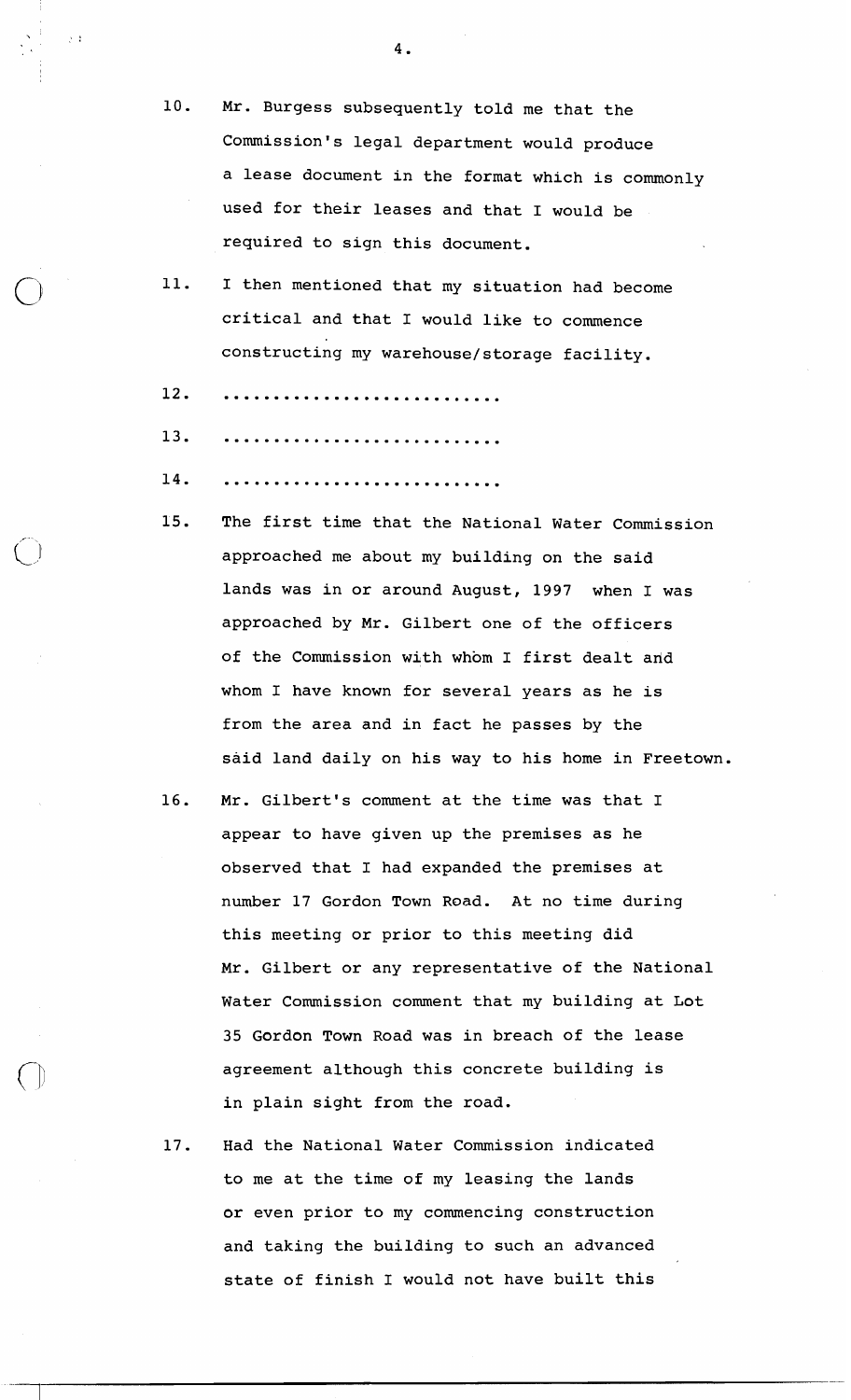10. Mr. Burgess subsequently told me that the Commission's legal department would produce a lease document in the format which is commonly used for their leases and that I would be required to sign this document.

11. I then mentioned that my situation had become critical and that I would like to commence constructing my warehouse/storage facility.

12. ............................

13. ............................

14. ............................

15. The first time that the National Water Commission approached me about my building on the said lands was in or around August, 1997 when I was approached by Mr. Gilbert one of the officers of the Commission with whom I first dealt and whom I have known for several years as he is from the area and in fact he passes by the said land daily on his way to his home in Freetown.

16. Mr. Gilbert's comment at the time was that I appear to have given up the premises as he observed that I had expanded the premises at number 17 Gordon Town Road. At no time during this meeting or prior to this meeting did Mr. Gilbert or any representative of the National Water Commission comment that my building at Lot 35 Gordon Town Road was in breach of the lease agreement although this concrete building is in plain sight from the road.

17. Had the National Water Commission indicated to me at the time of my leasing the lands or even prior to my commencing construction and taking the building to such an advanced state of finish I would not have built this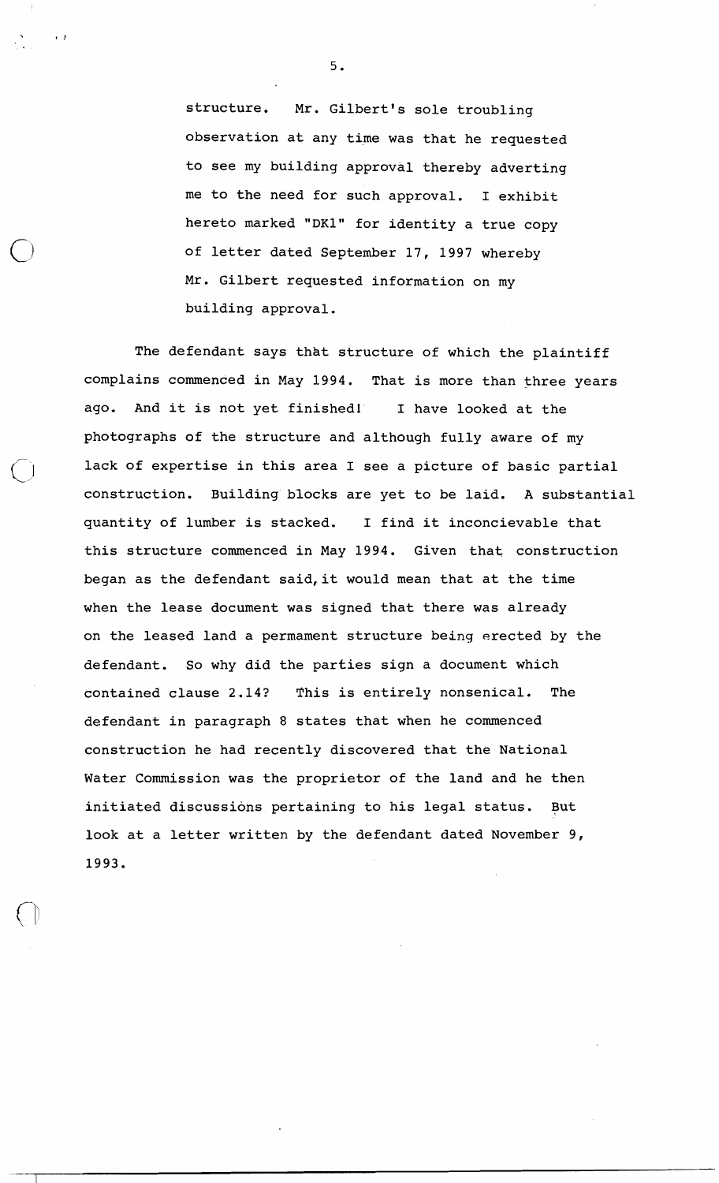structure. Mr. Gilbert's sole troubling observation at any time was that he requested to see my building approval thereby adverting me to the need for such approval. I exhibit hereto marked "DK1" for identity a true copy of letter dated September 17, 1997 whereby Mr. Gilbert requested information on my building approval.

The defendant says that structure of which the plaintiff complains commenced in May 1994. That is more than three years ago. And it is not yet finished! I have looked at the photographs of the structure and although fully aware of my lack of expertise in this area I see a picture of basic partial construction. Building blocks are yet to be laid. A substantial quantity of lumber is stacked. I find it inconcievable that this structure commenced in May 1994. Given that construction began as the defendant said, it would mean that at the time when the lease document was signed that there was already on the leased land a permament structure being erected by the defendant. So why did the parties sign a document which contained clause 2.14? This is entirely nonsenical. The defendant in paragraph 8 states that when he commenced construction he had recently discovered that the National Water Commission was the proprietor of the land and he then initiated discussions pertaining to his legal status. But look at a letter written by the defendant dated November 9, 1993.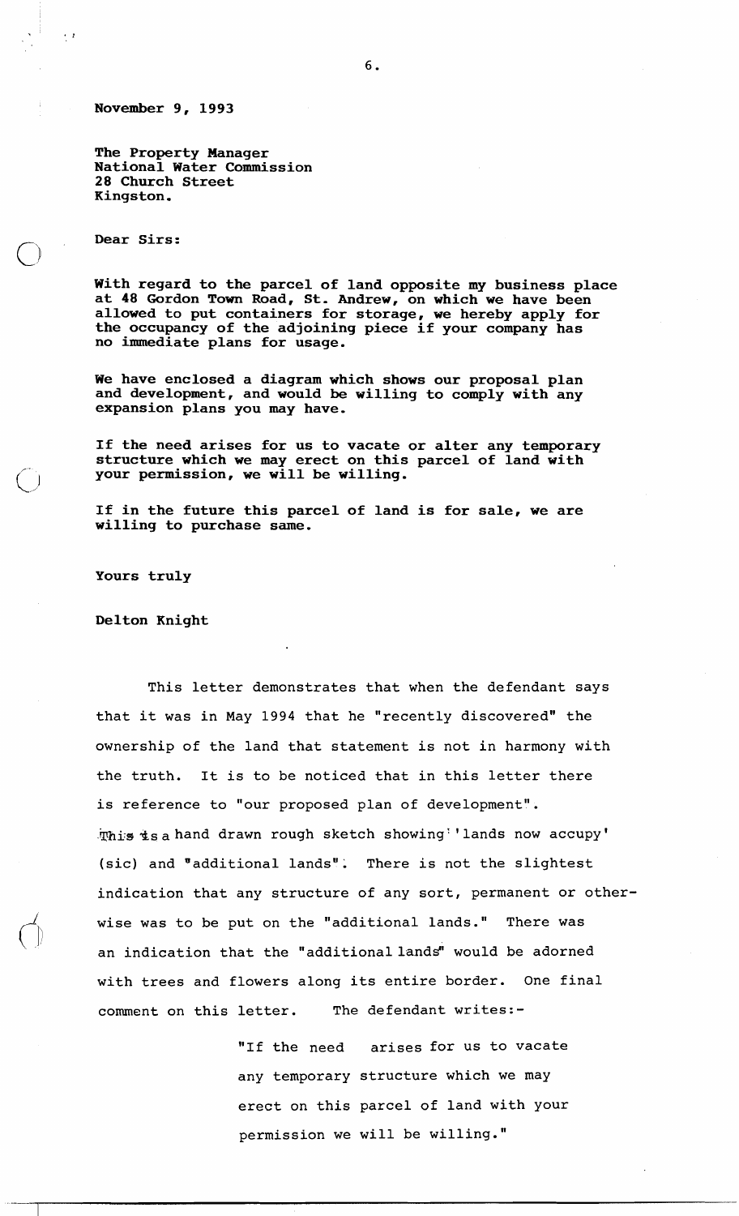**November 9, 1993**

**The Property Manager**
**National Water Commission**
**28 Church Street**
**Kingston.**

**Dear Sirs:**

**With regard to the parcel of land opposite my business place at 48 Gordon Town Road, St. Andrew, on which we have been allowed to put containers for storage, we hereby apply for the occupancy of the adjoining piece if your company has no immediate plans for usage.**

**We have enclosed a diagram which shows our proposal plan and development, and would be willing to comply with any expansion plans you may have.**

**If the need arises for us to vacate or alter any temporary structure which we may erect on this parcel of land with your permission, we will be willing.**

**If in the future this parcel of land is for sale, we are willing to purchase same.**

**Yours truly**

**Delton Knight**

This letter demonstrates that when the defendant says that it was in May 1994 that he "recently discovered" the ownership of the land that statement is not in harmony with the truth. It is to be noticed that in this letter there is reference to "our proposed plan of development". This is a hand drawn rough sketch showing "lands now accupy' (sic) and "additional lands". There is not the slightest indication that any structure of any sort, permanent or otherwise was to be put on the "additional lands." There was an indication that the "additional lands" would be adorned with trees and flowers along its entire border. One final comment on this letter. The defendant writes:-

> "If the need arises for us to vacate any temporary structure which we may erect on this parcel of land with your permission we will be willing."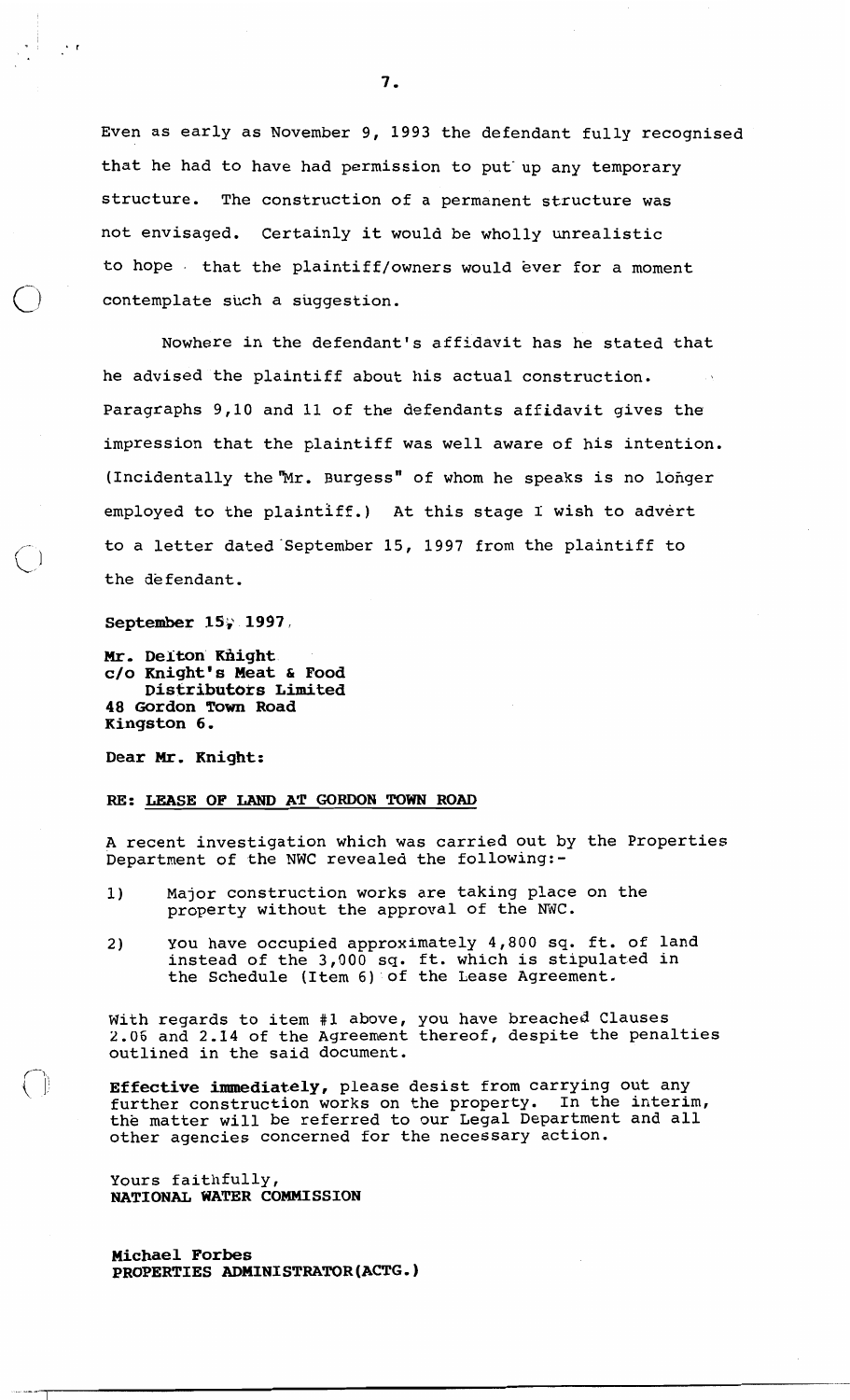Even as early as November 9, 1993 the defendant fully recognised that he had to have had permission to put up any temporary structure. The construction of a permanent structure was not envisaged. Certainly it would be wholly unrealistic to hope that the plaintiff/owners would ever for a moment contemplate such a suggestion.

Nowhere in the defendant's affidavit has he stated that he advised the plaintiff about his actual construction. Paragraphs 9,10 and 11 of the defendants affidavit gives the impression that the plaintiff was well aware of his intention. (Incidentally the "Mr. Burgess" of whom he speaks is no longer employed to the plaintiff.) At this stage I wish to advert to a letter dated September 15, 1997 from the plaintiff to the defendant.

**September 15, 1997**

**Mr. Delton Knight**
**c/o Knight's Meat & Food**
**Distributors Limited**
**48 Gordon Town Road**
**Kingston 6.**

**Dear Mr. Knight:**

**RE: LEASE OF LAND AT GORDON TOWN ROAD**

A recent investigation which was carried out by the Properties Department of the NWC revealed the following:-

1) Major construction works are taking place on the property without the approval of the NWC.
2) You have occupied approximately 4,800 sq. ft. of land instead of the 3,000 sq. ft. which is stipulated in the Schedule (Item 6) of the Lease Agreement.

With regards to item #1 above, you have breached Clauses 2.06 and 2.14 of the Agreement thereof, despite the penalties outlined in the said document.

**Effective immediately,** please desist from carrying out any further construction works on the property. In the interim, the matter will be referred to our Legal Department and all other agencies concerned for the necessary action.

Yours faithfully,
**NATIONAL WATER COMMISSION**

**Michael Forbes**
**PROPERTIES ADMINISTRATOR(ACTG.)**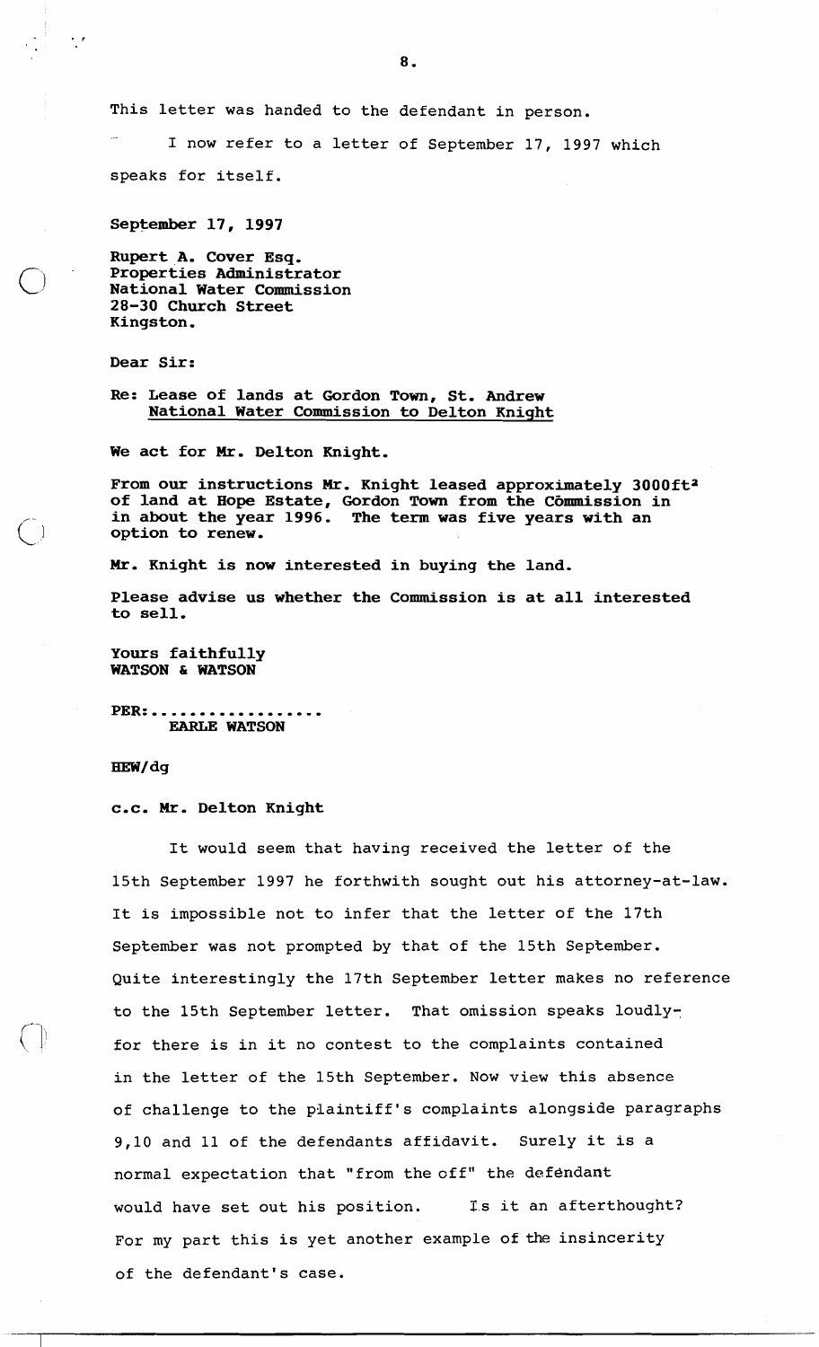This letter was handed to the defendant in person.

I now refer to a letter of September 17, 1997 which speaks for itself.

**September 17, 1997**

**Rupert A. Cover Esq.**
**Properties Administrator**
**National Water Commission**
**28-30 Church Street**
**Kingston.**

**Dear Sir:**

**Re: Lease of lands at Gordon Town, St. Andrew**
**<u>National Water Commission to Delton Knight</u>**

**We act for Mr. Delton Knight.**

**From our instructions Mr. Knight leased approximately 3000ft$^2$ of land at Hope Estate, Gordon Town from the Commission in in about the year 1996. The term was five years with an option to renew.**

**Mr. Knight is now interested in buying the land.**

**Please advise us whether the Commission is at all interested to sell.**

**Yours faithfully**
**WATSON & WATSON**

**PER:..................**
**EARLE WATSON**

**HEW/dg**

**c.c. Mr. Delton Knight**

It would seem that having received the letter of the 15th September 1997 he forthwith sought out his attorney-at-law. It is impossible not to infer that the letter of the 17th September was not prompted by that of the 15th September. Quite interestingly the 17th September letter makes no reference to the 15th September letter. That omission speaks loudly- for there is in it no contest to the complaints contained in the letter of the 15th September. Now view this absence of challenge to the plaintiff's complaints alongside paragraphs 9,10 and 11 of the defendants affidavit. Surely it is a normal expectation that "from the off" the defendant would have set out his position. Is it an afterthought? For my part this is yet another example of the insincerity of the defendant's case.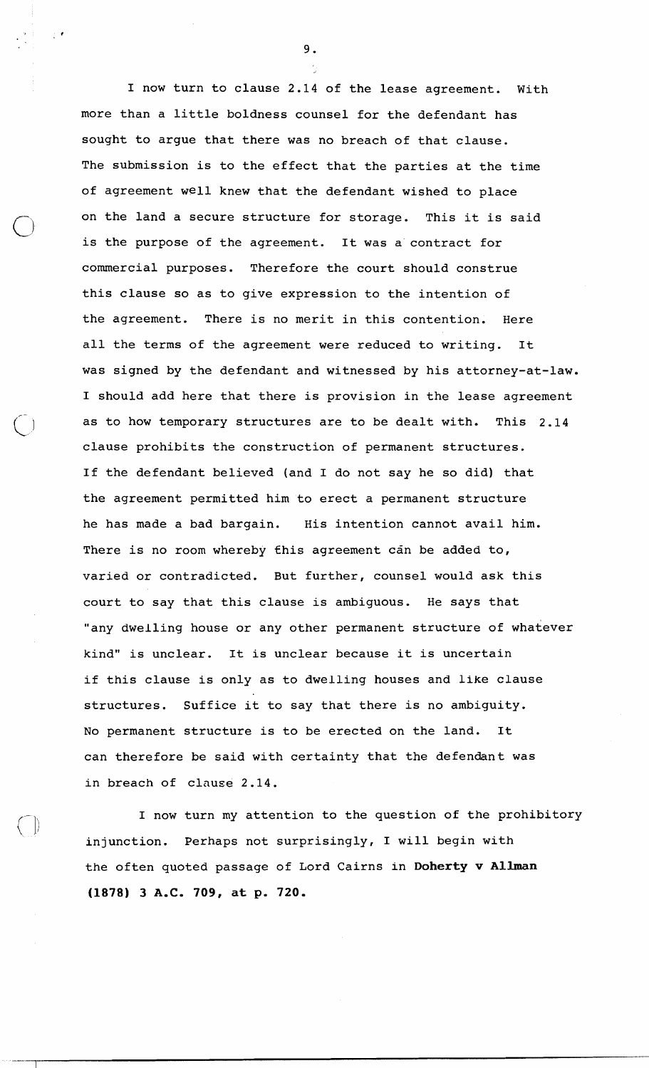I now turn to clause 2.14 of the lease agreement. With more than a little boldness counsel for the defendant has sought to argue that there was no breach of that clause. The submission is to the effect that the parties at the time of agreement well knew that the defendant wished to place on the land a secure structure for storage. This it is said is the purpose of the agreement. It was a contract for commercial purposes. Therefore the court should construe this clause so as to give expression to the intention of the agreement. There is no merit in this contention. Here all the terms of the agreement were reduced to writing. It was signed by the defendant and witnessed by his attorney-at-law. I should add here that there is provision in the lease agreement as to how temporary structures are to be dealt with. This 2.14 clause prohibits the construction of permanent structures. If the defendant believed (and I do not say he so did) that the agreement permitted him to erect a permanent structure he has made a bad bargain. His intention cannot avail him. There is no room whereby this agreement can be added to, varied or contradicted. But further, counsel would ask this court to say that this clause is ambiguous. He says that "any dwelling house or any other permanent structure of whatever kind" is unclear. It is unclear because it is uncertain if this clause is only as to dwelling houses and like clause structures. Suffice it to say that there is no ambiguity. No permanent structure is to be erected on the land. It can therefore be said with certainty that the defendant was in breach of clause 2.14.

I now turn my attention to the question of the prohibitory injunction. Perhaps not surprisingly, I will begin with the often quoted passage of Lord Cairns in **Doherty v Allman (1878) 3 A.C. 709, at p. 720.**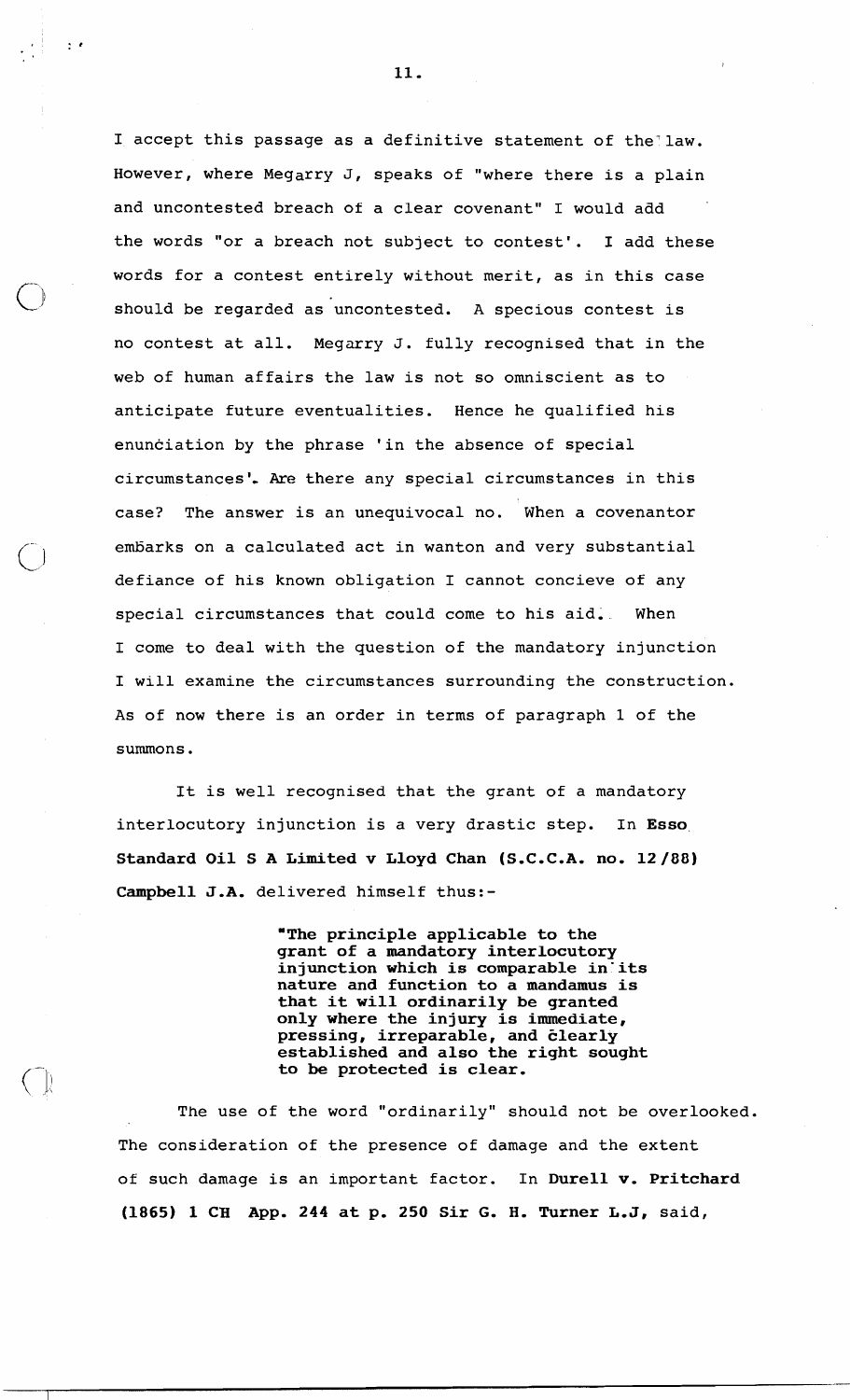I accept this passage as a definitive statement of the law. However, where Megarry J, speaks of "where there is a plain and uncontested breach of a clear covenant" I would add the words "or a breach not subject to contest'. I add these words for a contest entirely without merit, as in this case should be regarded as uncontested. A specious contest is no contest at all. Megarry J. fully recognised that in the web of human affairs the law is not so omniscient as to anticipate future eventualities. Hence he qualified his enunciation by the phrase 'in the absence of special circumstances'. Are there any special circumstances in this case? The answer is an unequivocal no. When a covenantor embarks on a calculated act in wanton and very substantial defiance of his known obligation I cannot concieve of any special circumstances that could come to his aid. When I come to deal with the question of the mandatory injunction I will examine the circumstances surrounding the construction. As of now there is an order in terms of paragraph 1 of the summons.

It is well recognised that the grant of a mandatory interlocutory injunction is a very drastic step. In **Esso Standard Oil S A Limited v Lloyd Chan (S.C.C.A. no. 12/88) Campbell J.A.** delivered himself thus:-

> **"The principle applicable to the grant of a mandatory interlocutory injunction which is comparable in its nature and function to a mandamus is that it will ordinarily be granted only where the injury is immediate, pressing, irreparable, and clearly established and also the right sought to be protected is clear.**

The use of the word "ordinarily" should not be overlooked. The consideration of the presence of damage and the extent of such damage is an important factor. In **Durell v. Pritchard (1865) 1 CH App. 244 at p. 250 Sir G. H. Turner L.J,** said,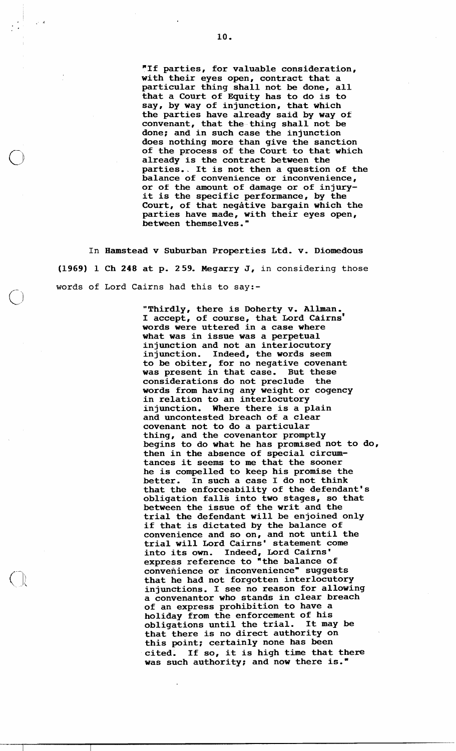> "If parties, for valuable consideration, with their eyes open, contract that a particular thing shall not be done, all that a Court of Equity has to do is to say, by way of injunction, that which the parties have already said by way of convenant, that the thing shall not be done; and in such case the injunction does nothing more than give the sanction of the process of the Court to that which already is the contract between the parties. It is not then a question of the balance of convenience or inconvenience, or of the amount of damage or of injury- it is the specific performance, by the Court, of that negative bargain which the parties have made, with their eyes open, between themselves."

In **Hamstead v Suburban Properties Ltd. v. Diomedous (1969) 1 Ch 248 at p. 259. Megarry J**, in considering those words of Lord Cairns had this to say:-

> "Thirdly, there is Doherty v. Allman. I accept, of course, that Lord Cairns' words were uttered in a case where what was in issue was a perpetual injunction and not an interlocutory injunction. Indeed, the words seem to be obiter, for no negative covenant was present in that case. But these considerations do not preclude the words from having any weight or cogency in relation to an interlocutory injunction. Where there is a plain and uncontested breach of a clear covenant not to do a particular thing, and the covenantor promptly begins to do what he has promised not to do, then in the absence of special circumstances it seems to me that the sooner he is compelled to keep his promise the better. In such a case I do not think that the enforceability of the defendant's obligation falls into two stages, so that between the issue of the writ and the trial the defendant will be enjoined only if that is dictated by the balance of convenience and so on, and not until the trial will Lord Cairns' statement come into its own. Indeed, Lord Cairns' express reference to "the balance of convenience or inconvenience" suggests that he had not forgotten interlocutory injunctions. I see no reason for allowing a convenantor who stands in clear breach of an express prohibition to have a holiday from the enforcement of his obligations until the trial. It may be that there is no direct authority on this point; certainly none has been cited. If so, it is high time that there was such authority; and now there is."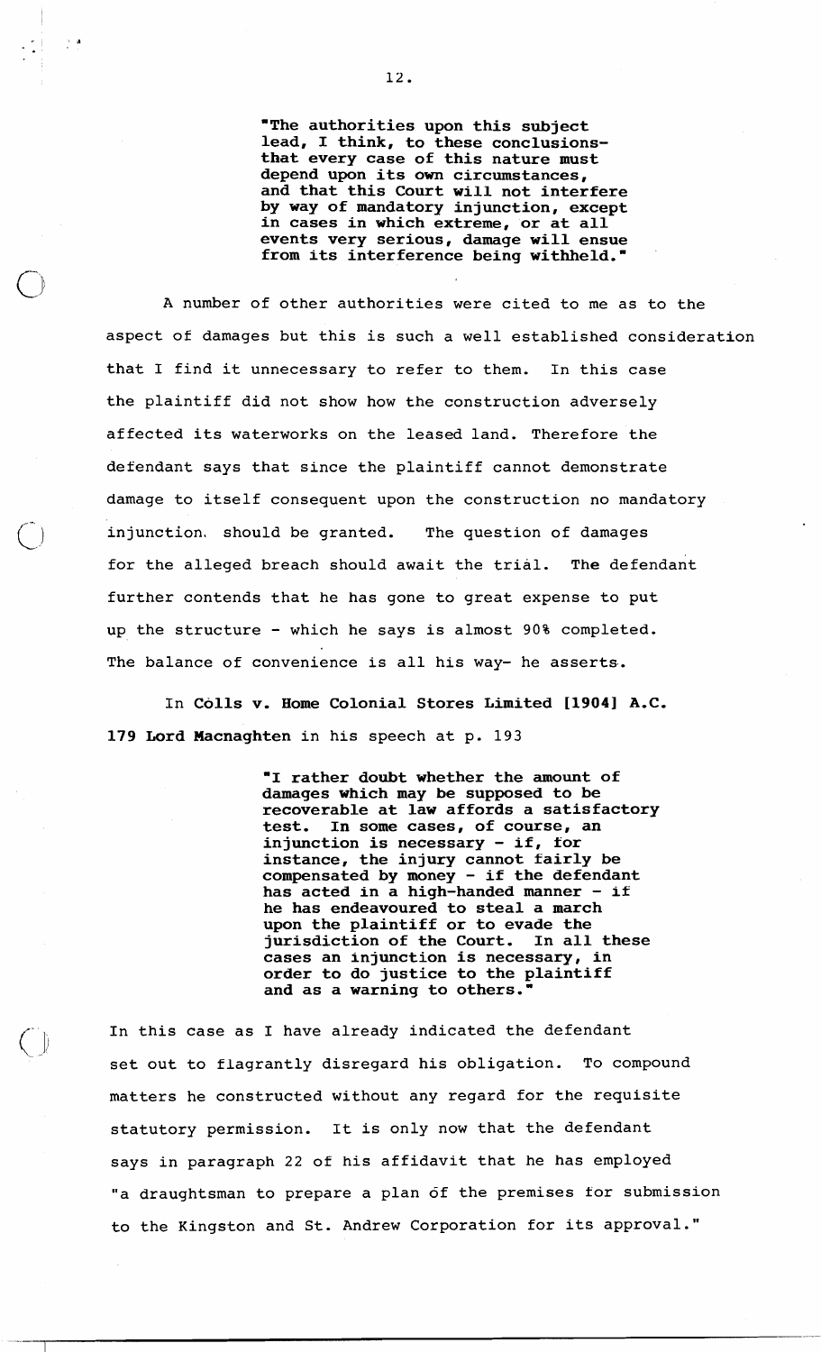> **"The authorities upon this subject lead, I think, to these conclusions- that every case of this nature must depend upon its own circumstances, and that this Court will not interfere by way of mandatory injunction, except in cases in which extreme, or at all events very serious, damage will ensue from its interference being withheld."**

A number of other authorities were cited to me as to the aspect of damages but this is such a well established consideration that I find it unnecessary to refer to them. In this case the plaintiff did not show how the construction adversely affected its waterworks on the leased land. Therefore the defendant says that since the plaintiff cannot demonstrate damage to itself consequent upon the construction no mandatory injunction should be granted. The question of damages for the alleged breach should await the trial. The defendant further contends that he has gone to great expense to put up the structure - which he says is almost 90% completed. The balance of convenience is all his way- he asserts.

In **Colls v. Home Colonial Stores Limited [1904] A.C. 179 Lord Macnaghten** in his speech at p. 193

> **"I rather doubt whether the amount of damages which may be supposed to be recoverable at law affords a satisfactory test. In some cases, of course, an injunction is necessary - if, for instance, the injury cannot fairly be compensated by money - if the defendant has acted in a high-handed manner - if he has endeavoured to steal a march upon the plaintiff or to evade the jurisdiction of the Court. In all these cases an injunction is necessary, in order to do justice to the plaintiff and as a warning to others."**

In this case as I have already indicated the defendant set out to flagrantly disregard his obligation. To compound matters he constructed without any regard for the requisite statutory permission. It is only now that the defendant says in paragraph 22 of his affidavit that he has employed "a draughtsman to prepare a plan of the premises for submission to the Kingston and St. Andrew Corporation for its approval."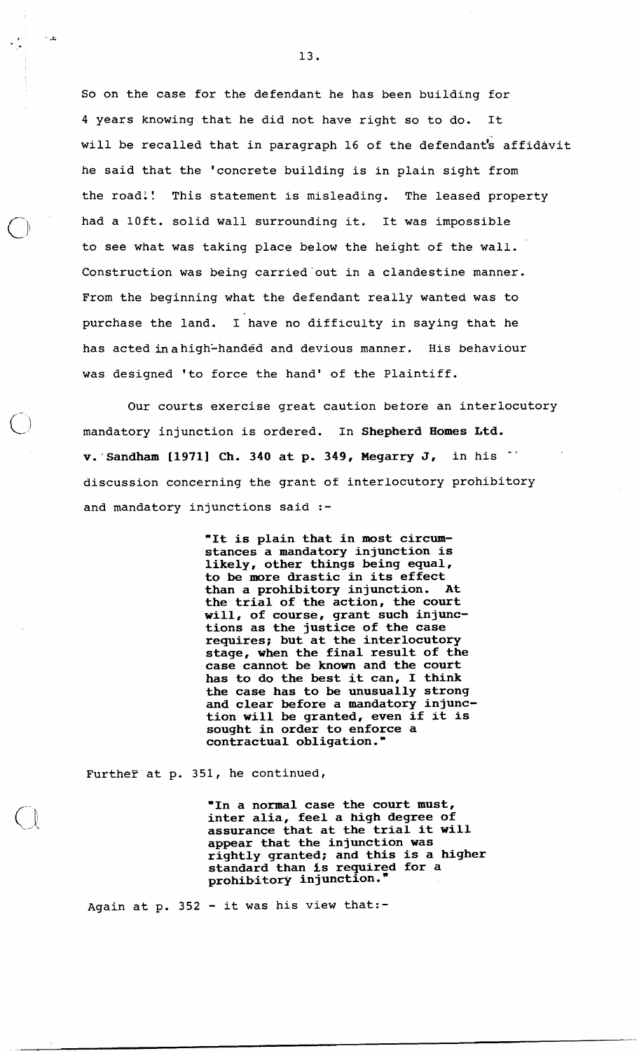So on the case for the defendant he has been building for 4 years knowing that he did not have right so to do. It will be recalled that in paragraph 16 of the defendant's affidavit he said that the 'concrete building is in plain sight from the road.' This statement is misleading. The leased property had a 10ft. solid wall surrounding it. It was impossible to see what was taking place below the height of the wall. Construction was being carried out in a clandestine manner. From the beginning what the defendant really wanted was to purchase the land. I have no difficulty in saying that he has acted in a high-handed and devious manner. His behaviour was designed 'to force the hand' of the Plaintiff.

Our courts exercise great caution before an interlocutory mandatory injunction is ordered. In **Shepherd Homes Ltd. v. Sandham [1971] Ch. 340 at p. 349, Megarry J,** in his discussion concerning the grant of interlocutory prohibitory and mandatory injunctions said :-

> **"It is plain that in most circumstances a mandatory injunction is likely, other things being equal, to be more drastic in its effect than a prohibitory injunction. At the trial of the action, the court will, of course, grant such injunctions as the justice of the case requires; but at the interlocutory stage, when the final result of the case cannot be known and the court has to do the best it can, I think the case has to be unusually strong and clear before a mandatory injunction will be granted, even if it is sought in order to enforce a contractual obligation."**

Further at p. 351, he continued,

> **"In a normal case the court must, inter alia, feel a high degree of assurance that at the trial it will appear that the injunction was rightly granted; and this is a higher standard than is required for a prohibitory injunction."**

Again at p. 352 - it was his view that:-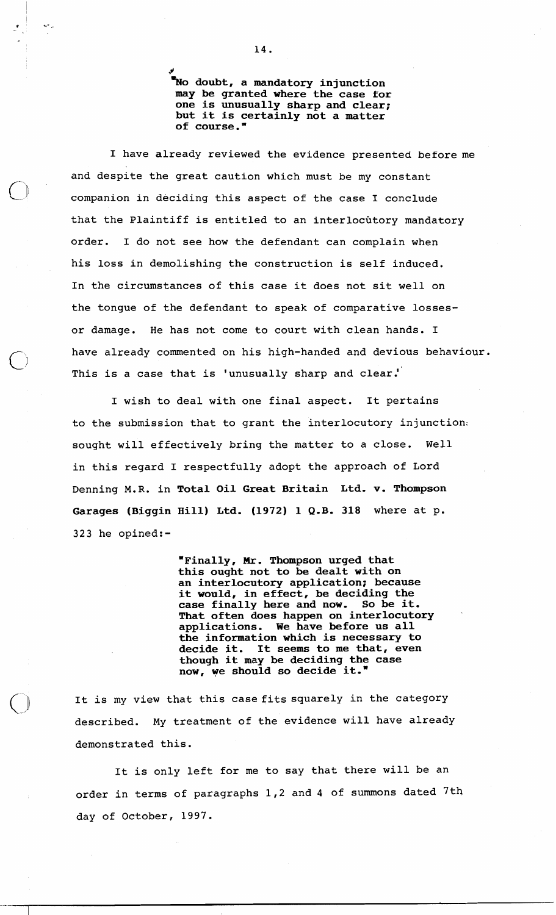> **"No doubt, a mandatory injunction may be granted where the case for one is unusually sharp and clear; but it is certainly not a matter of course."**

I have already reviewed the evidence presented before me and despite the great caution which must be my constant companion in deciding this aspect of the case I conclude that the Plaintiff is entitled to an interlocutory mandatory order. I do not see how the defendant can complain when his loss in demolishing the construction is self induced. In the circumstances of this case it does not sit well on the tongue of the defendant to speak of comparative losses- or damage. He has not come to court with clean hands. I have already commented on his high-handed and devious behaviour. This is a case that is 'unusually sharp and clear.'

I wish to deal with one final aspect. It pertains to the submission that to grant the interlocutory injunction sought will effectively bring the matter to a close. Well in this regard I respectfully adopt the approach of Lord Denning M.R. in **Total Oil Great Britain Ltd. v. Thompson Garages (Biggin Hill) Ltd. (1972) 1 Q.B. 318** where at p. 323 he opined:-

> **"Finally, Mr. Thompson urged that this ought not to be dealt with on an interlocutory application; because it would, in effect, be deciding the case finally here and now. So be it. That often does happen on interlocutory applications. We have before us all the information which is necessary to decide it. It seems to me that, even though it may be deciding the case now, we should so decide it."**

It is my view that this case fits squarely in the category described. My treatment of the evidence will have already demonstrated this.

It is only left for me to say that there will be an order in terms of paragraphs 1,2 and 4 of summons dated 7th day of October, 1997.